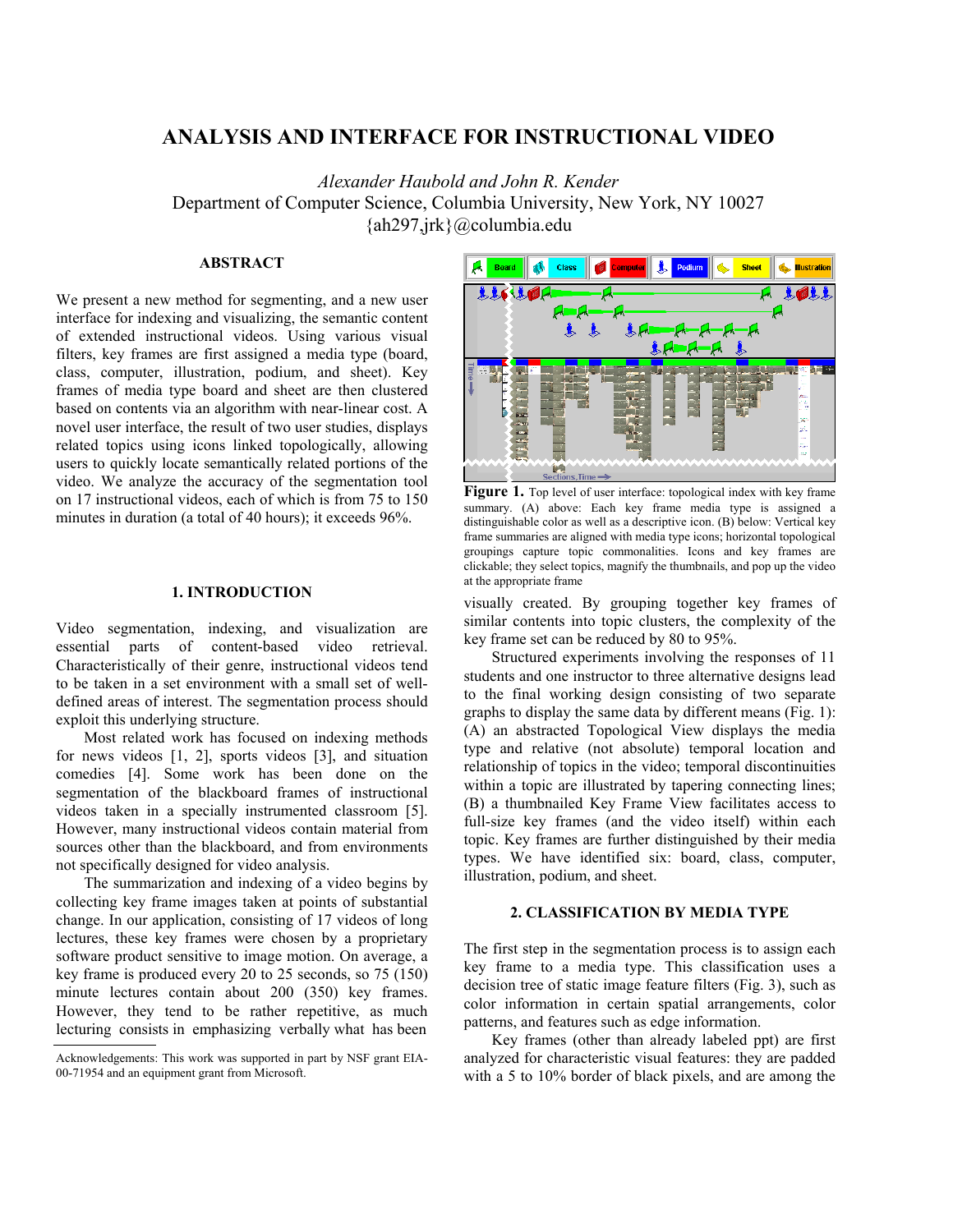# ANALYSIS AND INTERFACE FOR INSTRUCTIONAL VIDEO

*Alexander Haubold and John R. Kender*

Department of Computer Science, Columbia University, New York, NY 10027

{ah297,jrk}@columbia.edu

## ABSTRACT

We present a new method for segmenting, and a new user interface for indexing and visualizing, the semantic content of extended instructional videos. Using various visual filters, key frames are first assigned a media type (board, class, computer, illustration, podium, and sheet). Key frames of media type board and sheet are then clustered based on contents via an algorithm with near-linear cost. A novel user interface, the result of two user studies, displays related topics using icons linked topologically, allowing users to quickly locate semantically related portions of the video. We analyze the accuracy of the segmentation tool on 17 instructional videos, each of which is from 75 to 150 minutes in duration (a total of 40 hours); it exceeds 96%.

## 1. INTRODUCTION

Video segmentation, indexing, and visualization are essential parts of content-based video retrieval. Characteristically of their genre, instructional videos tend to be taken in a set environment with a small set of well-defined areas of interest. The segmentation process should exploit this underlying structure.

Most related work has focused on indexing methods for news videos [1, 2], sports videos [3], and situation comedies [4]. Some work has been done on the segmentation of the blackboard frames of instructional videos taken in a specially instrumented classroom [5]. However, many instructional videos contain material from sources other than the blackboard, and from environments not specifically designed for video analysis.

The summarization and indexing of a video begins by collecting key frame images taken at points of substantial change. In our application, consisting of 17 videos of long lectures, these key frames were chosen by a proprietary software product sensitive to image motion. On average, a key frame is produced every 20 to 25 seconds, so 75 (150) minute lectures contain about 200 (350) key frames. However, they tend to be rather repetitive, as much lecturing consists in emphasizing verbally what has been visually created. By grouping together key frames of similar contents into topic clusters, the complexity of the key frame set can be reduced by 80 to 95%.

**Figure 1.** Top level of user interface: topological index with key frame summary. (A) above: Each key frame media type is assigned a distinguishable color as well as a descriptive icon. (B) below: Vertical key frame summaries are aligned with media type icons; horizontal topological groupings capture topic commonalities. Icons and key frames are clickable; they select topics, magnify the thumbnails, and pop up the video at the appropriate frame

Structured experiments involving the responses of 11 students and one instructor to three alternative designs lead to the final working design consisting of two separate graphs to display the same data by different means (Fig. 1): (A) an abstracted Topological View displays the media type and relative (not absolute) temporal location and relationship of topics in the video; temporal discontinuities within a topic are illustrated by tapering connecting lines; (B) a thumbnailed Key Frame View facilitates access to full-size key frames (and the video itself) within each topic. Key frames are further distinguished by their media types. We have identified six: board, class, computer, illustration, podium, and sheet.

## 2. CLASSIFICATION BY MEDIA TYPE

The first step in the segmentation process is to assign each key frame to a media type. This classification uses a decision tree of static image feature filters (Fig. 3), such as color information in certain spatial arrangements, color patterns, and features such as edge information.

Key frames (other than already labeled ppt) are first analyzed for characteristic visual features: they are padded with a 5 to 10% border of black pixels, and are among the

Acknowledgements: This work was supported in part by NSF grant EIA-00-71954 and an equipment grant from Microsoft.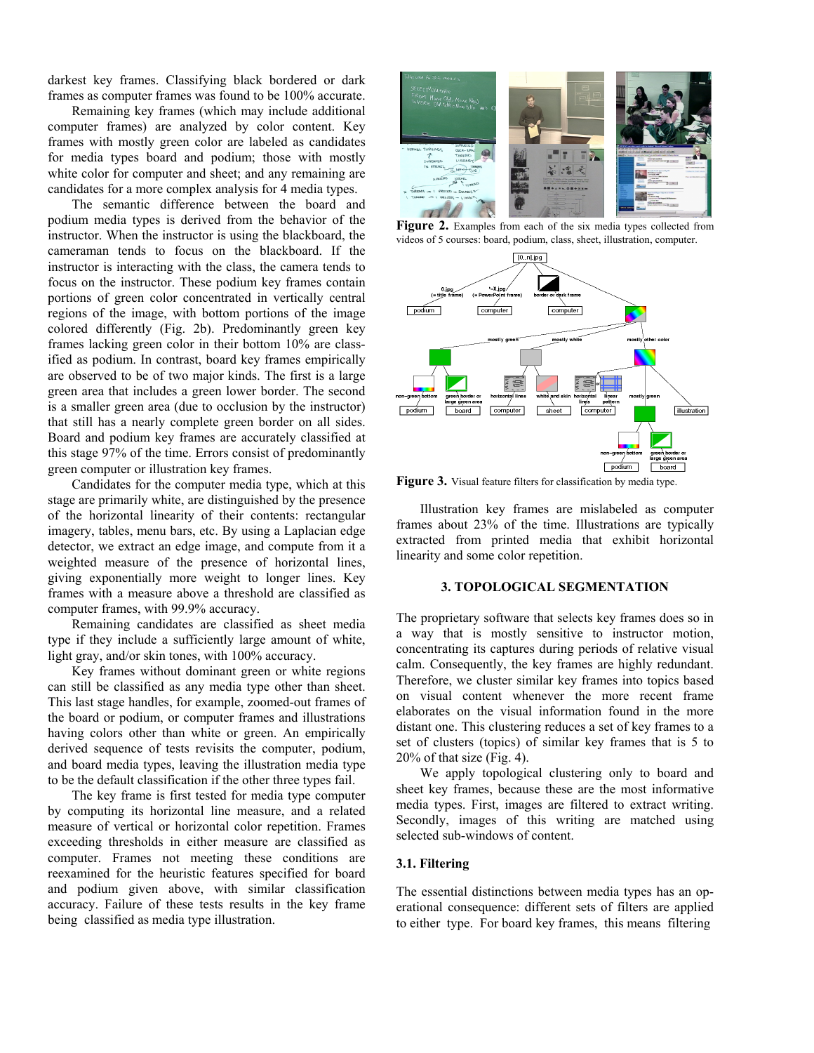darkest key frames. Classifying black bordered or dark frames as computer frames was found to be 100% accurate.

Remaining key frames (which may include additional computer frames) are analyzed by color content. Key frames with mostly green color are labeled as candidates for media types board and podium; those with mostly white color for computer and sheet; and any remaining are candidates for a more complex analysis for 4 media types.

The semantic difference between the board and podium media types is derived from the behavior of the instructor. When the instructor is using the blackboard, the cameraman tends to focus on the blackboard. If the instructor is interacting with the class, the camera tends to focus on the instructor. These podium key frames contain portions of green color concentrated in vertically central regions of the image, with bottom portions of the image colored differently (Fig. 2b). Predominantly green key frames lacking green color in their bottom 10% are classified as podium. In contrast, board key frames empirically are observed to be of two major kinds. The first is a large green area that includes a green lower border. The second is a smaller green area (due to occlusion by the instructor) that still has a nearly complete green border on all sides. Board and podium key frames are accurately classified at this stage 97% of the time. Errors consist of predominantly green computer or illustration key frames.

Candidates for the computer media type, which at this stage are primarily white, are distinguished by the presence of the horizontal linearity of their contents: rectangular imagery, tables, menu bars, etc. By using a Laplacian edge detector, we extract an edge image, and compute from it a weighted measure of the presence of horizontal lines, giving exponentially more weight to longer lines. Key frames with a measure above a threshold are classified as computer frames, with 99.9% accuracy.

Remaining candidates are classified as sheet media type if they include a sufficiently large amount of white, light gray, and/or skin tones, with 100% accuracy.

Key frames without dominant green or white regions can still be classified as any media type other than sheet. This last stage handles, for example, zoomed-out frames of the board or podium, or computer frames and illustrations having colors other than white or green. An empirically derived sequence of tests revisits the computer, podium, and board media types, leaving the illustration media type to be the default classification if the other three types fail.

The key frame is first tested for media type computer by computing its horizontal line measure, and a related measure of vertical or horizontal color repetition. Frames exceeding thresholds in either measure are classified as computer. Frames not meeting these conditions are reexamined for the heuristic features specified for board and podium given above, with similar classification accuracy. Failure of these tests results in the key frame being classified as media type illustration.

**Figure 2.** Examples from each of the six media types collected from videos of 5 courses: board, podium, class, sheet, illustration, computer.

**Figure 3.** Visual feature filters for classification by media type.

Illustration key frames are mislabeled as computer frames about 23% of the time. Illustrations are typically extracted from printed media that exhibit horizontal linearity and some color repetition.

## 3. TOPOLOGICAL SEGMENTATION

The proprietary software that selects key frames does so in a way that is mostly sensitive to instructor motion, concentrating its captures during periods of relative visual calm. Consequently, the key frames are highly redundant. Therefore, we cluster similar key frames into topics based on visual content whenever the more recent frame elaborates on the visual information found in the more distant one. This clustering reduces a set of key frames to a set of clusters (topics) of similar key frames that is 5 to 20% of that size (Fig. 4).

We apply topological clustering only to board and sheet key frames, because these are the most informative media types. First, images are filtered to extract writing. Secondly, images of this writing are matched using selected sub-windows of content.

### 3.1. Filtering

The essential distinctions between media types has an operational consequence: different sets of filters are applied to either type. For board key frames, this means filtering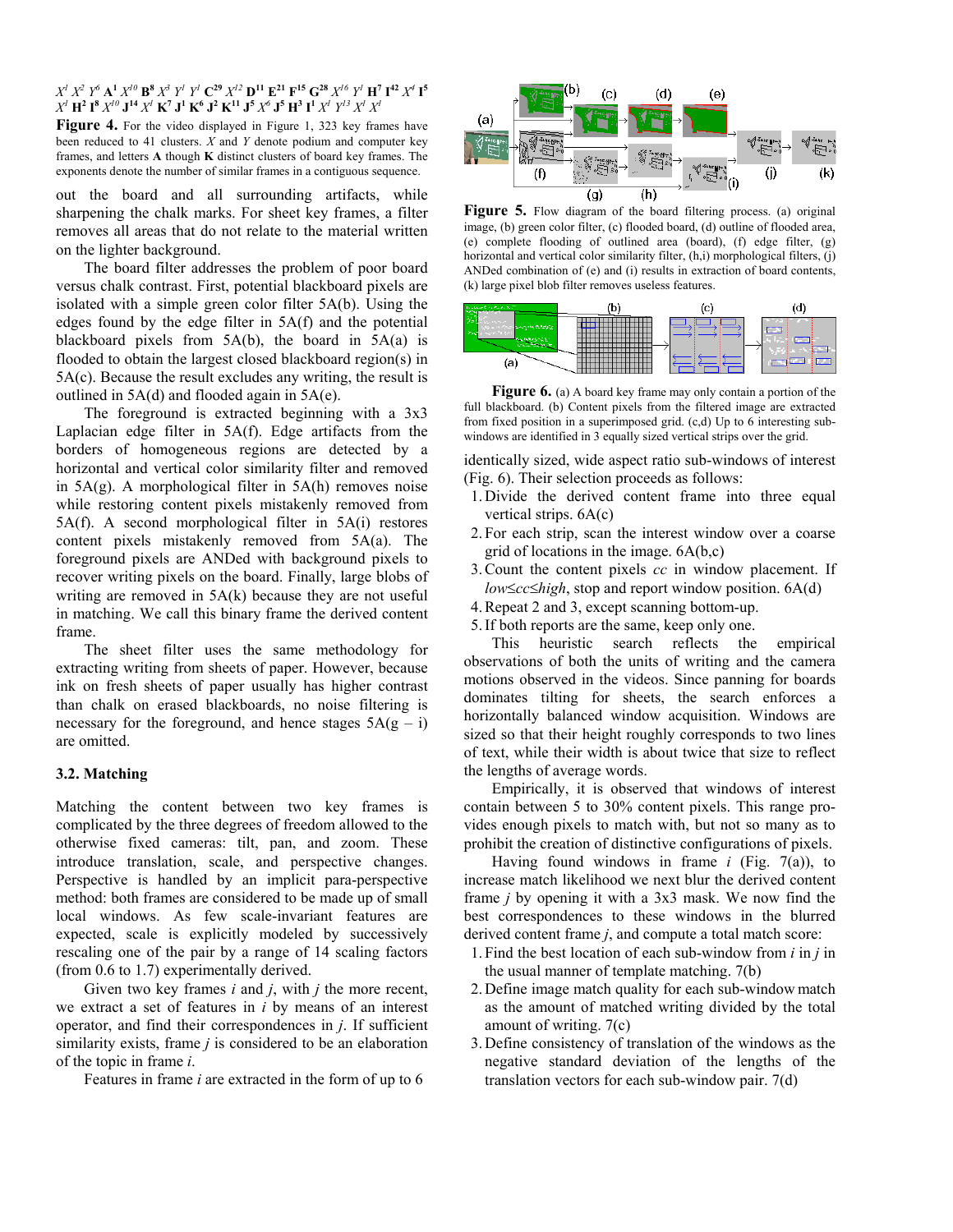$X^1$ $X^2$ $Y^6$ $\mathbf{A}^1$ $X^{10}$ $\mathbf{B}^8$ $X^3$ $Y^1$ $Y^1$ $\mathbf{C}^{29}$ $X^{12}$ $\mathbf{D}^{11}$ $\mathbf{E}^{21}$ $\mathbf{F}^{15}$ $\mathbf{G}^{28}$ $X^{16}$ $Y^1$ $\mathbf{H}^7$ $\mathbf{I}^{42}$ $X^4$ $\mathbf{I}^5$ $X^1$ $\mathbf{H}^2$ $\mathbf{I}^8$ $X^{10}$ $\mathbf{J}^{14}$ $X^1$ $\mathbf{K}^7$ $\mathbf{J}^1$ $\mathbf{K}^6$ $\mathbf{J}^2$ $\mathbf{K}^{11}$ $\mathbf{J}^5$ $X^6$ $\mathbf{J}^5$ $\mathbf{H}^3$ $\mathbf{I}^1$ $X^1$ $Y^{13}$ $X^1$ $X^1$

**Figure 4.** For the video displayed in Figure 1, 323 key frames have been reduced to 41 clusters. *X* and *Y* denote podium and computer key frames, and letters **A** though **K** distinct clusters of board key frames. The exponents denote the number of similar frames in a contiguous sequence.

out the board and all surrounding artifacts, while sharpening the chalk marks. For sheet key frames, a filter removes all areas that do not relate to the material written on the lighter background.

The board filter addresses the problem of poor board versus chalk contrast. First, potential blackboard pixels are isolated with a simple green color filter 5A(b). Using the edges found by the edge filter in 5A(f) and the potential blackboard pixels from 5A(b), the board in 5A(a) is flooded to obtain the largest closed blackboard region(s) in 5A(c). Because the result excludes any writing, the result is outlined in 5A(d) and flooded again in 5A(e).

The foreground is extracted beginning with a 3x3 Laplacian edge filter in 5A(f). Edge artifacts from the borders of homogeneous regions are detected by a horizontal and vertical color similarity filter and removed in 5A(g). A morphological filter in 5A(h) removes noise while restoring content pixels mistakenly removed from 5A(f). A second morphological filter in 5A(i) restores content pixels mistakenly removed from 5A(a). The foreground pixels are ANDed with background pixels to recover writing pixels on the board. Finally, large blobs of writing are removed in 5A(k) because they are not useful in matching. We call this binary frame the derived content frame.

The sheet filter uses the same methodology for extracting writing from sheets of paper. However, because ink on fresh sheets of paper usually has higher contrast than chalk on erased blackboards, no noise filtering is necessary for the foreground, and hence stages 5A(g – i) are omitted.

### 3.2. Matching

Matching the content between two key frames is complicated by the three degrees of freedom allowed to the otherwise fixed cameras: tilt, pan, and zoom. These introduce translation, scale, and perspective changes. Perspective is handled by an implicit para-perspective method: both frames are considered to be made up of small local windows. As few scale-invariant features are expected, scale is explicitly modeled by successively rescaling one of the pair by a range of 14 scaling factors (from 0.6 to 1.7) experimentally derived.

Given two key frames *i* and *j*, with *j* the more recent, we extract a set of features in *i* by means of an interest operator, and find their correspondences in *j*. If sufficient similarity exists, frame *j* is considered to be an elaboration of the topic in frame *i*.

Features in frame *i* are extracted in the form of up to 6 identically sized, wide aspect ratio sub-windows of interest (Fig. 6). Their selection proceeds as follows:

1. Divide the derived content frame into three equal vertical strips. 6A(c)
2. For each strip, scan the interest window over a coarse grid of locations in the image. 6A(b,c)
3. Count the content pixels *cc* in window placement. If $low \leq cc \leq high$, stop and report window position. 6A(d)
4. Repeat 2 and 3, except scanning bottom-up.
5. If both reports are the same, keep only one.

This heuristic search reflects the empirical observations of both the units of writing and the camera motions observed in the videos. Since panning for boards dominates tilting for sheets, the search enforces a horizontally balanced window acquisition. Windows are sized so that their height roughly corresponds to two lines of text, while their width is about twice that size to reflect the lengths of average words.

Empirically, it is observed that windows of interest contain between 5 to 30% content pixels. This range provides enough pixels to match with, but not so many as to prohibit the creation of distinctive configurations of pixels.

Having found windows in frame *i* (Fig. 7(a)), to increase match likelihood we next blur the derived content frame *j* by opening it with a 3x3 mask. We now find the best correspondences to these windows in the blurred derived content frame *j*, and compute a total match score:

1. Find the best location of each sub-window from *i* in *j* in the usual manner of template matching. 7(b)
2. Define image match quality for each sub-window match as the amount of matched writing divided by the total amount of writing. 7(c)
3. Define consistency of translation of the windows as the negative standard deviation of the lengths of the translation vectors for each sub-window pair. 7(d)

**Figure 5.** Flow diagram of the board filtering process. (a) original image, (b) green color filter, (c) flooded board, (d) outline of flooded area, (e) complete flooding of outlined area (board), (f) edge filter, (g) horizontal and vertical color similarity filter, (h,i) morphological filters, (j) ANDed combination of (e) and (i) results in extraction of board contents, (k) large pixel blob filter removes useless features.

**Figure 6.** (a) A board key frame may only contain a portion of the full blackboard. (b) Content pixels from the filtered image are extracted from fixed position in a superimposed grid. (c,d) Up to 6 interesting sub-windows are identified in 3 equally sized vertical strips over the grid.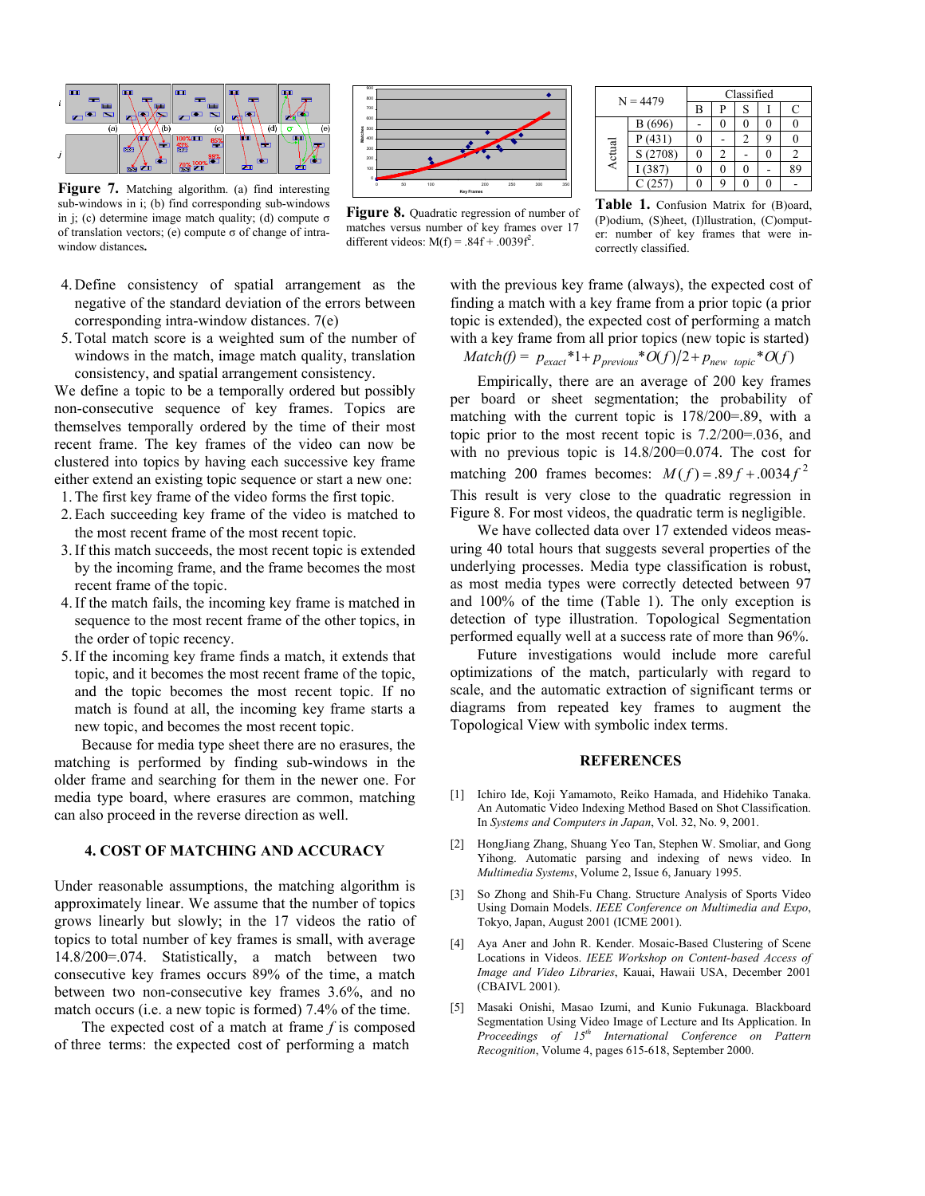i

(a) (b) (c) (d) (e)

j

100% 45% 65% 95% 70% 100%

σ

**Figure 7.** Matching algorithm. (a) find interesting sub-windows in i; (b) find corresponding sub-windows in j; (c) determine image match quality; (d) compute σ of translation vectors; (e) compute σ of change of intra-window distances.

900
800
700
600
500
400
300
200
100
0

Matches

0 50 100 200 250 300 350

Key Frames

**Figure 8.** Quadratic regression of number of matches versus number of key frames over 17 different videos: M(f) = .84f + .0039f².

| N = 4479 | | Classified | | | | |
|---|---|---|---|---|---|---|
| | | B | P | S | I | C |
| Actual | B (696) | - | 0 | 0 | 0 | 0 |
| | P (431) | 0 | - | 2 | 9 | 0 |
| | S (2708) | 0 | 2 | - | 0 | 2 |
| | I (387) | 0 | 0 | 0 | - | 89 |
| | C (257) | 0 | 9 | 0 | 0 | - |

**Table 1.** Confusion Matrix for (B)oard, (P)odium, (S)heet, (I)llustration, (C)omputer: number of key frames that were incorrectly classified.

4. Define consistency of spatial arrangement as the negative of the standard deviation of the errors between corresponding intra-window distances. 7(e)
5. Total match score is a weighted sum of the number of windows in the match, image match quality, translation consistency, and spatial arrangement consistency.

We define a topic to be a temporally ordered but possibly non-consecutive sequence of key frames. Topics are themselves temporally ordered by the time of their most recent frame. The key frames of the video can now be clustered into topics by having each successive key frame either extend an existing topic sequence or start a new one:

1. The first key frame of the video forms the first topic.
2. Each succeeding key frame of the video is matched to the most recent frame of the most recent topic.
3. If this match succeeds, the most recent topic is extended by the incoming frame, and the frame becomes the most recent frame of the topic.
4. If the match fails, the incoming key frame is matched in sequence to the most recent frame of the other topics, in the order of topic recency.
5. If the incoming key frame finds a match, it extends that topic, and it becomes the most recent frame of the topic, and the topic becomes the most recent topic. If no match is found at all, the incoming key frame starts a new topic, and becomes the most recent topic.

Because for media type sheet there are no erasures, the matching is performed by finding sub-windows in the older frame and searching for them in the newer one. For media type board, where erasures are common, matching can also proceed in the reverse direction as well.

## 4. COST OF MATCHING AND ACCURACY

Under reasonable assumptions, the matching algorithm is approximately linear. We assume that the number of topics grows linearly but slowly; in the 17 videos the ratio of topics to total number of key frames is small, with average 14.8/200=.074. Statistically, a match between two consecutive key frames occurs 89% of the time, a match between two non-consecutive key frames 3.6%, and no match occurs (i.e. a new topic is formed) 7.4% of the time.

The expected cost of a match at frame *f* is composed of three terms: the expected cost of performing a match with the previous key frame (always), the expected cost of finding a match with a key frame from a prior topic (a prior topic is extended), the expected cost of performing a match with a key frame from all prior topics (new topic is started)

$$Match(f) = p_{exact}*1 + p_{previous}*O(f)/2 + p_{new\ topic}*O(f)$$

Empirically, there are an average of 200 key frames per board or sheet segmentation; the probability of matching with the current topic is 178/200=.89, with a topic prior to the most recent topic is 7.2/200=.036, and with no previous topic is 14.8/200=0.074. The cost for matching 200 frames becomes: $M(f) = .89f + .0034f^2$

This result is very close to the quadratic regression in Figure 8. For most videos, the quadratic term is negligible.

We have collected data over 17 extended videos measuring 40 total hours that suggests several properties of the underlying processes. Media type classification is robust, as most media types were correctly detected between 97 and 100% of the time (Table 1). The only exception is detection of type illustration. Topological Segmentation performed equally well at a success rate of more than 96%.

Future investigations would include more careful optimizations of the match, particularly with regard to scale, and the automatic extraction of significant terms or diagrams from repeated key frames to augment the Topological View with symbolic index terms.

## REFERENCES

[1] Ichiro Ide, Koji Yamamoto, Reiko Hamada, and Hidehiko Tanaka. An Automatic Video Indexing Method Based on Shot Classification. In *Systems and Computers in Japan*, Vol. 32, No. 9, 2001.

[2] HongJiang Zhang, Shuang Yeo Tan, Stephen W. Smoliar, and Gong Yihong. Automatic parsing and indexing of news video. In *Multimedia Systems*, Volume 2, Issue 6, January 1995.

[3] So Zhong and Shih-Fu Chang. Structure Analysis of Sports Video Using Domain Models. *IEEE Conference on Multimedia and Expo*, Tokyo, Japan, August 2001 (ICME 2001).

[4] Aya Aner and John R. Kender. Mosaic-Based Clustering of Scene Locations in Videos. *IEEE Workshop on Content-based Access of Image and Video Libraries*, Kauai, Hawaii USA, December 2001 (CBAIVL 2001).

[5] Masaki Onishi, Masao Izumi, and Kunio Fukunaga. Blackboard Segmentation Using Video Image of Lecture and Its Application. In *Proceedings of 15th International Conference on Pattern Recognition*, Volume 4, pages 615-618, September 2000.